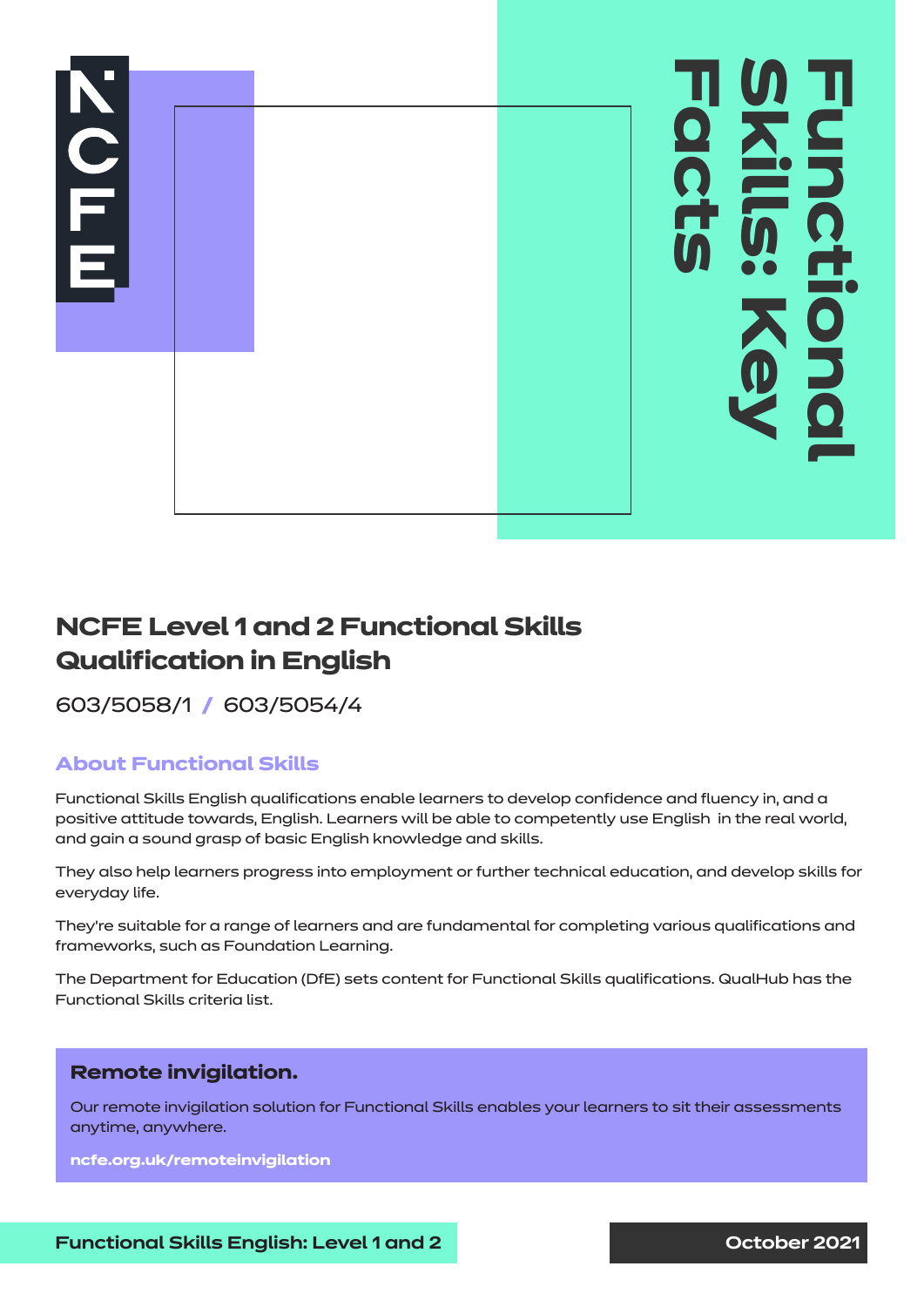# Functional Skills: Key Facts

## NCFE Level 1 and 2 Functional Skills Qualification in English

603/5058/1 / 603/5054/4

### About Functional Skills

Functional Skills English qualifications enable learners to develop confidence and fluency in, and a positive attitude towards, English. Learners will be able to competently use English in the real world, and gain a sound grasp of basic English knowledge and skills.

They also help learners progress into employment or further technical education, and develop skills for everyday life.

They're suitable for a range of learners and are fundamental for completing various qualifications and frameworks, such as Foundation Learning.

The Department for Education (DfE) sets content for Functional Skills qualifications. QualHub has the Functional Skills criteria list.

### Remote invigilation.

Our remote invigilation solution for Functional Skills enables your learners to sit their assessments anytime, anywhere.

**ncfe.org.uk/remoteinvigilation**

Functional Skills English: Level 1 and 2

October 2021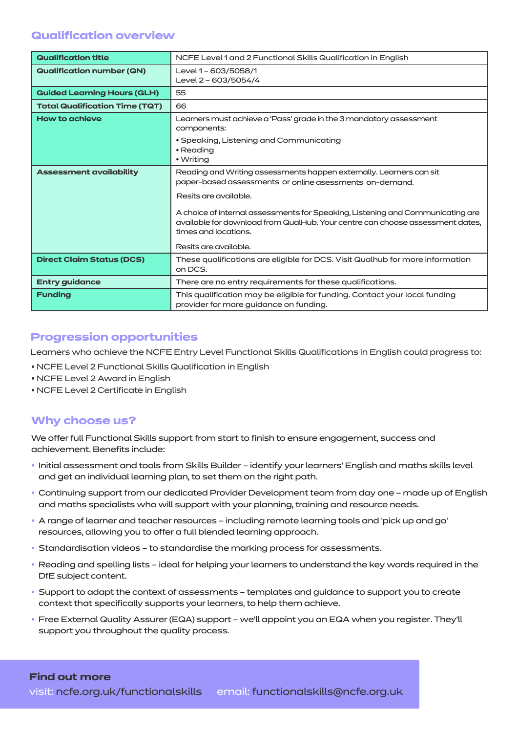## Qualification overview

| | |
|---|---|
| **Qualification title** | NCFE Level 1 and 2 Functional Skills Qualification in English |
| **Qualification number (QN)** | Level 1 – 603/5058/1<br>Level 2 – 603/5054/4 |
| **Guided Learning Hours (GLH)** | 55 |
| **Total Qualification Time (TQT)** | 66 |
| **How to achieve** | Learners must achieve a 'Pass' grade in the 3 mandatory assessment components:<br>• Speaking, Listening and Communicating<br>• Reading<br>• Writing |
| **Assessment availability** | Reading and Writing assessments happen externally. Learners can sit paper-based assessments or online asessments on-demand.<br>Resits are available.<br>A choice of internal assessments for Speaking, Listening and Communicating are available for download from QualHub. Your centre can choose assessment dates, times and locations.<br>Resits are available. |
| **Direct Claim Status (DCS)** | These qualifications are eligible for DCS. Visit Qualhub for more information on DCS. |
| **Entry guidance** | There are no entry requirements for these qualifications. |
| **Funding** | This qualification may be eligible for funding. Contact your local funding provider for more guidance on funding. |

## Progression opportunities

Learners who achieve the NCFE Entry Level Functional Skills Qualifications in English could progress to:

- NCFE Level 2 Functional Skills Qualification in English
- NCFE Level 2 Award in English
- NCFE Level 2 Certificate in English

## Why choose us?

We offer full Functional Skills support from start to finish to ensure engagement, success and achievement. Benefits include:

- Initial assessment and tools from Skills Builder – identify your learners' English and maths skills level and get an individual learning plan, to set them on the right path.
- Continuing support from our dedicated Provider Development team from day one – made up of English and maths specialists who will support with your planning, training and resource needs.
- A range of learner and teacher resources – including remote learning tools and 'pick up and go' resources, allowing you to offer a full blended learning approach.
- Standardisation videos – to standardise the marking process for assessments.
- Reading and spelling lists – ideal for helping your learners to understand the key words required in the DfE subject content.
- Support to adapt the context of assessments – templates and guidance to support you to create context that specifically supports your learners, to help them achieve.
- Free External Quality Assurer (EQA) support – we'll appoint you an EQA when you register. They'll support you throughout the quality process.

**Find out more**

visit: ncfe.org.uk/functionalskills email: functionalskills@ncfe.org.uk